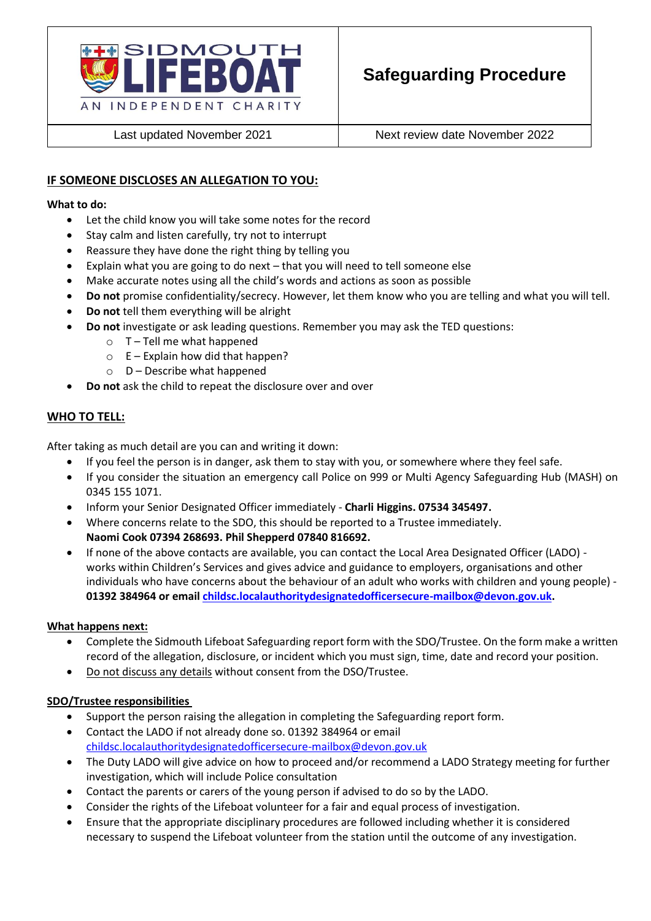| SIDMOUTH LIFEBOAT AN INDEPENDENT CHARITY | **Safeguarding Procedure** |
| --- | --- |
| Last updated November 2021 | Next review date November 2022 |

## IF SOMEONE DISCLOSES AN ALLEGATION TO YOU:

**What to do:**

- Let the child know you will take some notes for the record
- Stay calm and listen carefully, try not to interrupt
- Reassure they have done the right thing by telling you
- Explain what you are going to do next – that you will need to tell someone else
- Make accurate notes using all the child's words and actions as soon as possible
- **Do not** promise confidentiality/secrecy. However, let them know who you are telling and what you will tell.
- **Do not** tell them everything will be alright
- **Do not** investigate or ask leading questions. Remember you may ask the TED questions:
    - T – Tell me what happened
    - E – Explain how did that happen?
    - D – Describe what happened
- **Do not** ask the child to repeat the disclosure over and over

## WHO TO TELL:

After taking as much detail are you can and writing it down:

- If you feel the person is in danger, ask them to stay with you, or somewhere where they feel safe.
- If you consider the situation an emergency call Police on 999 or Multi Agency Safeguarding Hub (MASH) on 0345 155 1071.
- Inform your Senior Designated Officer immediately - **Charli Higgins. 07534 345497.**
- Where concerns relate to the SDO, this should be reported to a Trustee immediately.
  **Naomi Cook 07394 268693. Phil Shepperd 07840 816692.**
- If none of the above contacts are available, you can contact the Local Area Designated Officer (LADO) - works within Children's Services and gives advice and guidance to employers, organisations and other individuals who have concerns about the behaviour of an adult who works with children and young people) - **01392 384964 or email childsc.localauthoritydesignatedofficersecure-mailbox@devon.gov.uk.**

### What happens next:

- Complete the Sidmouth Lifeboat Safeguarding report form with the SDO/Trustee. On the form make a written record of the allegation, disclosure, or incident which you must sign, time, date and record your position.
- Do not discuss any details without consent from the DSO/Trustee.

### SDO/Trustee responsibilities

- Support the person raising the allegation in completing the Safeguarding report form.
- Contact the LADO if not already done so. 01392 384964 or email childsc.localauthoritydesignatedofficersecure-mailbox@devon.gov.uk
- The Duty LADO will give advice on how to proceed and/or recommend a LADO Strategy meeting for further investigation, which will include Police consultation
- Contact the parents or carers of the young person if advised to do so by the LADO.
- Consider the rights of the Lifeboat volunteer for a fair and equal process of investigation.
- Ensure that the appropriate disciplinary procedures are followed including whether it is considered necessary to suspend the Lifeboat volunteer from the station until the outcome of any investigation.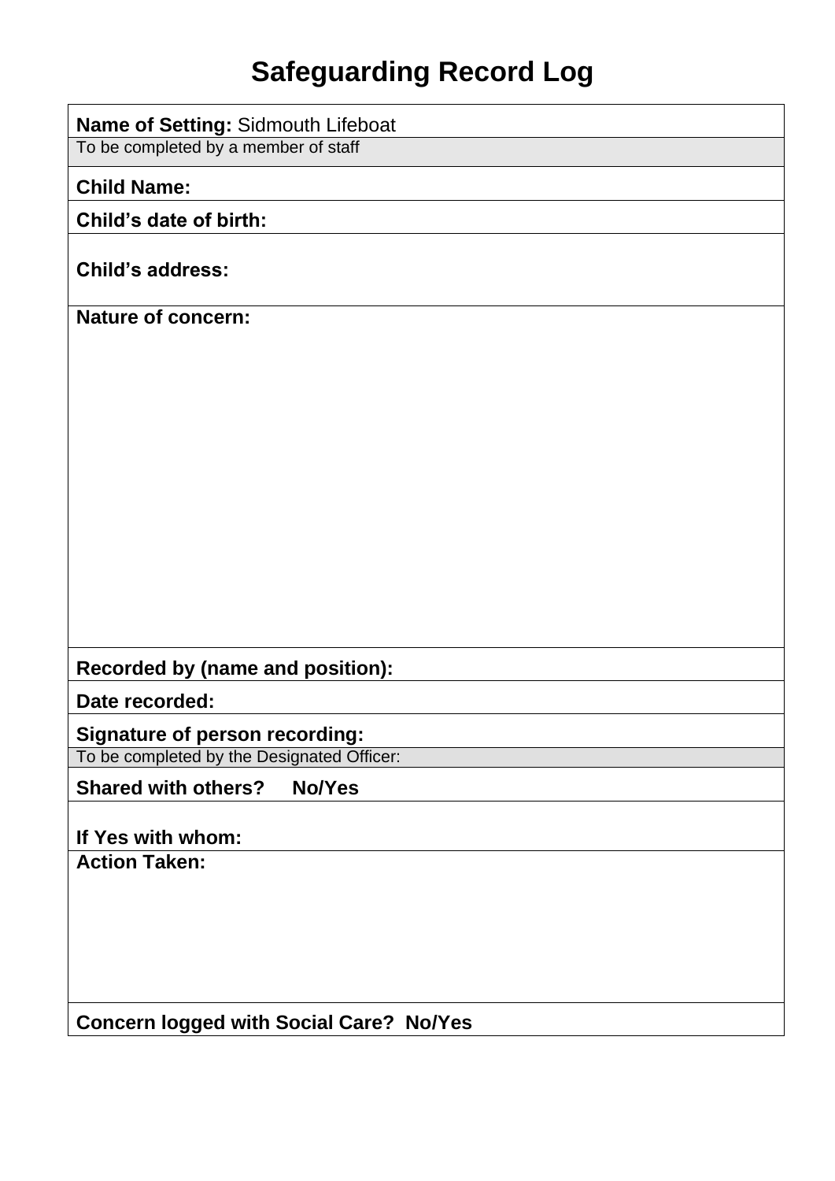# Safeguarding Record Log

| |
|---|
| **Name of Setting:** Sidmouth Lifeboat |
| To be completed by a member of staff |
| **Child Name:** |
| **Child's date of birth:** |
| **Child's address:** |
| **Nature of concern:** |
| **Recorded by (name and position):** |
| **Date recorded:** |
| **Signature of person recording:** |
| To be completed by the Designated Officer: |
| **Shared with others?     No/Yes** |
| **If Yes with whom:** |
| **Action Taken:** |
| **Concern logged with Social Care?  No/Yes** |